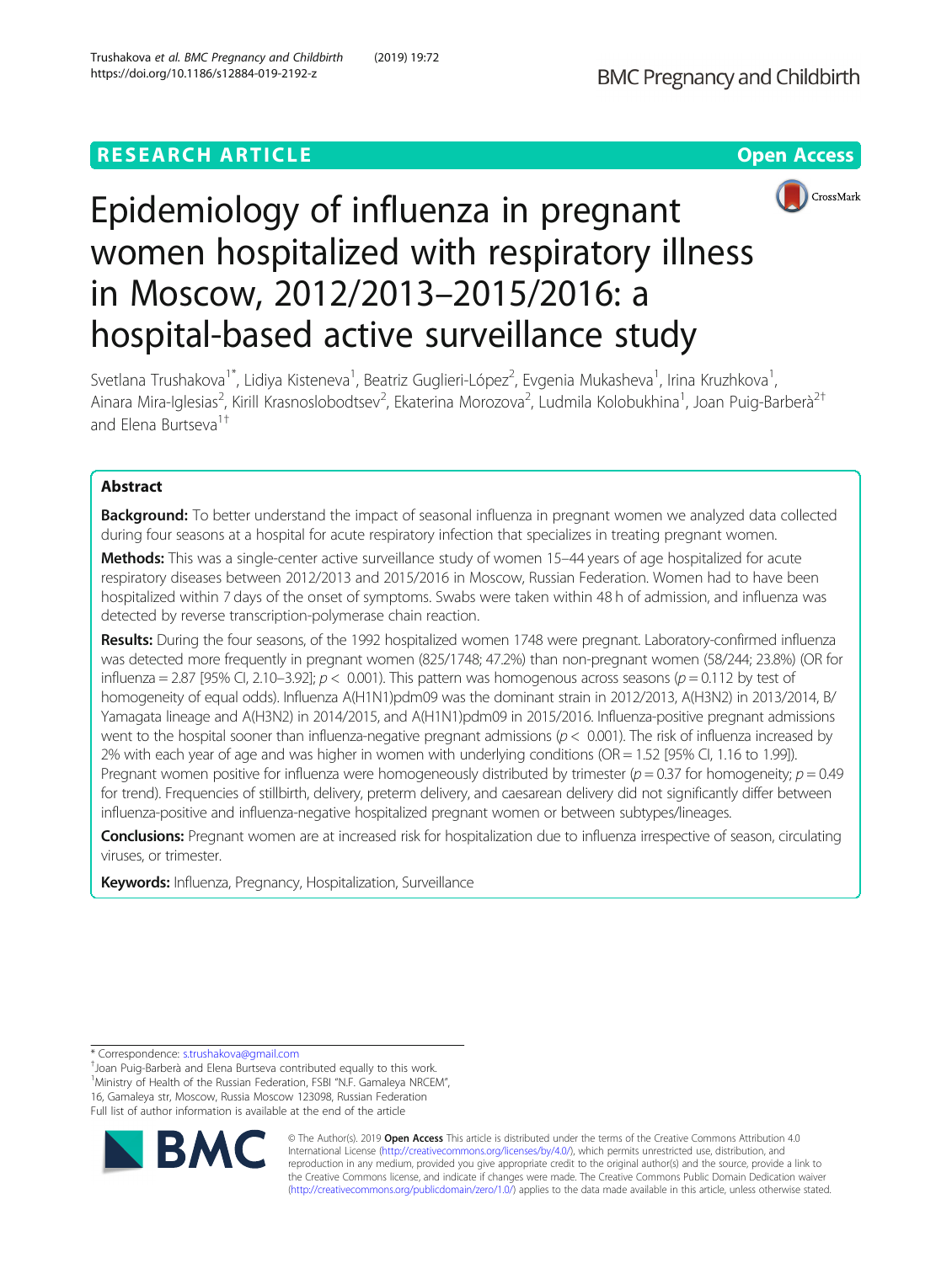RESEARCH ARTICLE

Open Access

# Epidemiology of influenza in pregnant women hospitalized with respiratory illness in Moscow, 2012/2013–2015/2016: a hospital-based active surveillance study

Svetlana Trushakova[1*], Lidiya Kisteneva[1], Beatriz Guglieri-López[2], Evgenia Mukasheva[1], Irina Kruzhkova[1], Ainara Mira-Iglesias[2], Kirill Krasnoslobodtsev[2], Ekaterina Morozova[2], Ludmila Kolobukhina[1], Joan Puig-Barberà[2†] and Elena Burtseva[1†]

## Abstract

**Background:** To better understand the impact of seasonal influenza in pregnant women we analyzed data collected during four seasons at a hospital for acute respiratory infection that specializes in treating pregnant women.

**Methods:** This was a single-center active surveillance study of women 15–44 years of age hospitalized for acute respiratory diseases between 2012/2013 and 2015/2016 in Moscow, Russian Federation. Women had to have been hospitalized within 7 days of the onset of symptoms. Swabs were taken within 48 h of admission, and influenza was detected by reverse transcription-polymerase chain reaction.

**Results:** During the four seasons, of the 1992 hospitalized women 1748 were pregnant. Laboratory-confirmed influenza was detected more frequently in pregnant women (825/1748; 47.2%) than non-pregnant women (58/244; 23.8%) (OR for influenza = 2.87 [95% CI, 2.10–3.92]; $p < 0.001$). This pattern was homogenous across seasons ($p = 0.112$ by test of homogeneity of equal odds). Influenza A(H1N1)pdm09 was the dominant strain in 2012/2013, A(H3N2) in 2013/2014, B/Yamagata lineage and A(H3N2) in 2014/2015, and A(H1N1)pdm09 in 2015/2016. Influenza-positive pregnant admissions went to the hospital sooner than influenza-negative pregnant admissions ($p < 0.001$). The risk of influenza increased by 2% with each year of age and was higher in women with underlying conditions (OR = 1.52 [95% CI, 1.16 to 1.99]). Pregnant women positive for influenza were homogeneously distributed by trimester ($p = 0.37$ for homogeneity; $p = 0.49$ for trend). Frequencies of stillbirth, delivery, preterm delivery, and caesarean delivery did not significantly differ between influenza-positive and influenza-negative hospitalized pregnant women or between subtypes/lineages.

**Conclusions:** Pregnant women are at increased risk for hospitalization due to influenza irrespective of season, circulating viruses, or trimester.

**Keywords:** Influenza, Pregnancy, Hospitalization, Surveillance

---

* Correspondence: s.trushakova@gmail.com

† Joan Puig-Barberà and Elena Burtseva contributed equally to this work.

[1] Ministry of Health of the Russian Federation, FSBI "N.F. Gamaleya NRCEM", 16, Gamaleya str, Moscow, Russia Moscow 123098, Russian Federation

Full list of author information is available at the end of the article

© The Author(s). 2019 **Open Access** This article is distributed under the terms of the Creative Commons Attribution 4.0 International License (http://creativecommons.org/licenses/by/4.0/), which permits unrestricted use, distribution, and reproduction in any medium, provided you give appropriate credit to the original author(s) and the source, provide a link to the Creative Commons license, and indicate if changes were made. The Creative Commons Public Domain Dedication waiver (http://creativecommons.org/publicdomain/zero/1.0/) applies to the data made available in this article, unless otherwise stated.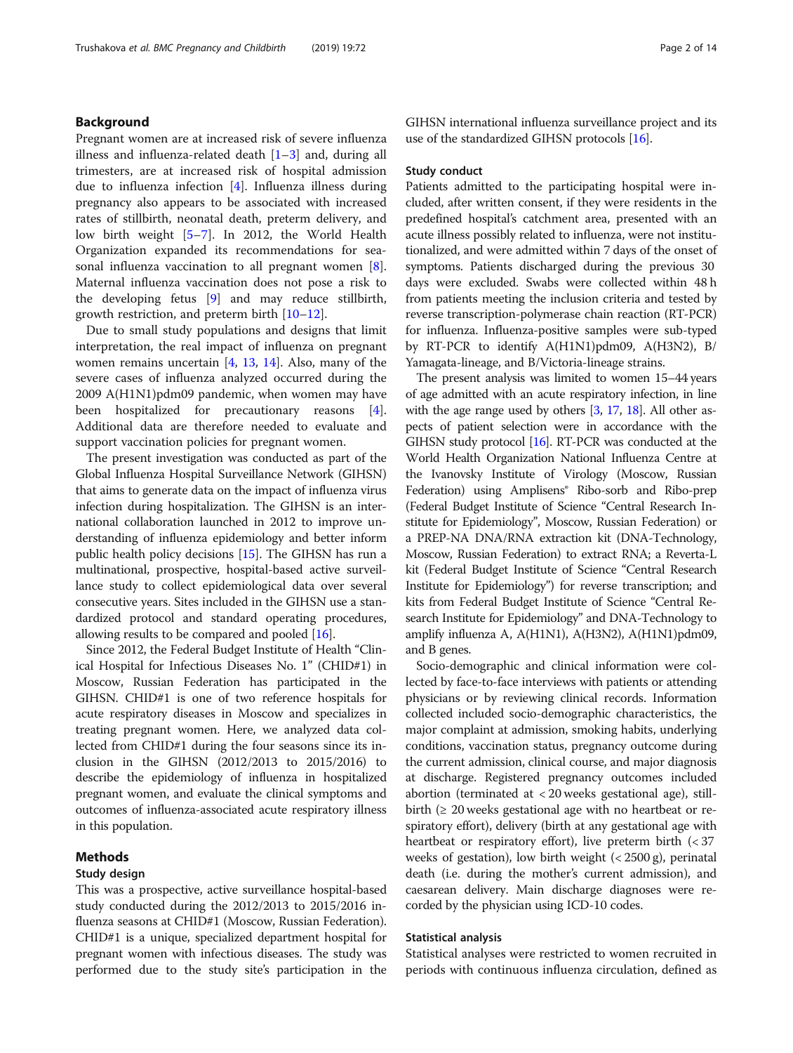## Background

Pregnant women are at increased risk of severe influenza illness and influenza-related death [1–3] and, during all trimesters, are at increased risk of hospital admission due to influenza infection [4]. Influenza illness during pregnancy also appears to be associated with increased rates of stillbirth, neonatal death, preterm delivery, and low birth weight [5–7]. In 2012, the World Health Organization expanded its recommendations for seasonal influenza vaccination to all pregnant women [8]. Maternal influenza vaccination does not pose a risk to the developing fetus [9] and may reduce stillbirth, growth restriction, and preterm birth [10–12].

Due to small study populations and designs that limit interpretation, the real impact of influenza on pregnant women remains uncertain [4, 13, 14]. Also, many of the severe cases of influenza analyzed occurred during the 2009 A(H1N1)pdm09 pandemic, when women may have been hospitalized for precautionary reasons [4]. Additional data are therefore needed to evaluate and support vaccination policies for pregnant women.

The present investigation was conducted as part of the Global Influenza Hospital Surveillance Network (GIHSN) that aims to generate data on the impact of influenza virus infection during hospitalization. The GIHSN is an international collaboration launched in 2012 to improve understanding of influenza epidemiology and better inform public health policy decisions [15]. The GIHSN has run a multinational, prospective, hospital-based active surveillance study to collect epidemiological data over several consecutive years. Sites included in the GIHSN use a standardized protocol and standard operating procedures, allowing results to be compared and pooled [16].

Since 2012, the Federal Budget Institute of Health "Clinical Hospital for Infectious Diseases No. 1" (CHID#1) in Moscow, Russian Federation has participated in the GIHSN. CHID#1 is one of two reference hospitals for acute respiratory diseases in Moscow and specializes in treating pregnant women. Here, we analyzed data collected from CHID#1 during the four seasons since its inclusion in the GIHSN (2012/2013 to 2015/2016) to describe the epidemiology of influenza in hospitalized pregnant women, and evaluate the clinical symptoms and outcomes of influenza-associated acute respiratory illness in this population.

## Methods

### Study design

This was a prospective, active surveillance hospital-based study conducted during the 2012/2013 to 2015/2016 influenza seasons at CHID#1 (Moscow, Russian Federation). CHID#1 is a unique, specialized department hospital for pregnant women with infectious diseases. The study was performed due to the study site's participation in the GIHSN international influenza surveillance project and its use of the standardized GIHSN protocols [16].

### Study conduct

Patients admitted to the participating hospital were included, after written consent, if they were residents in the predefined hospital's catchment area, presented with an acute illness possibly related to influenza, were not institutionalized, and were admitted within 7 days of the onset of symptoms. Patients discharged during the previous 30 days were excluded. Swabs were collected within 48 h from patients meeting the inclusion criteria and tested by reverse transcription-polymerase chain reaction (RT-PCR) for influenza. Influenza-positive samples were sub-typed by RT-PCR to identify A(H1N1)pdm09, A(H3N2), B/Yamagata-lineage, and B/Victoria-lineage strains.

The present analysis was limited to women 15–44 years of age admitted with an acute respiratory infection, in line with the age range used by others [3, 17, 18]. All other aspects of patient selection were in accordance with the GIHSN study protocol [16]. RT-PCR was conducted at the World Health Organization National Influenza Centre at the Ivanovsky Institute of Virology (Moscow, Russian Federation) using Amplisens® Ribo-sorb and Ribo-prep (Federal Budget Institute of Science "Central Research Institute for Epidemiology", Moscow, Russian Federation) or a PREP-NA DNA/RNA extraction kit (DNA-Technology, Moscow, Russian Federation) to extract RNA; a Reverta-L kit (Federal Budget Institute of Science "Central Research Institute for Epidemiology") for reverse transcription; and kits from Federal Budget Institute of Science "Central Research Institute for Epidemiology" and DNA-Technology to amplify influenza A, A(H1N1), A(H3N2), A(H1N1)pdm09, and B genes.

Socio-demographic and clinical information were collected by face-to-face interviews with patients or attending physicians or by reviewing clinical records. Information collected included socio-demographic characteristics, the major complaint at admission, smoking habits, underlying conditions, vaccination status, pregnancy outcome during the current admission, clinical course, and major diagnosis at discharge. Registered pregnancy outcomes included abortion (terminated at < 20 weeks gestational age), stillbirth (≥ 20 weeks gestational age with no heartbeat or respiratory effort), delivery (birth at any gestational age with heartbeat or respiratory effort), live preterm birth (< 37 weeks of gestation), low birth weight (< 2500 g), perinatal death (i.e. during the mother's current admission), and caesarean delivery. Main discharge diagnoses were recorded by the physician using ICD-10 codes.

### Statistical analysis

Statistical analyses were restricted to women recruited in periods with continuous influenza circulation, defined as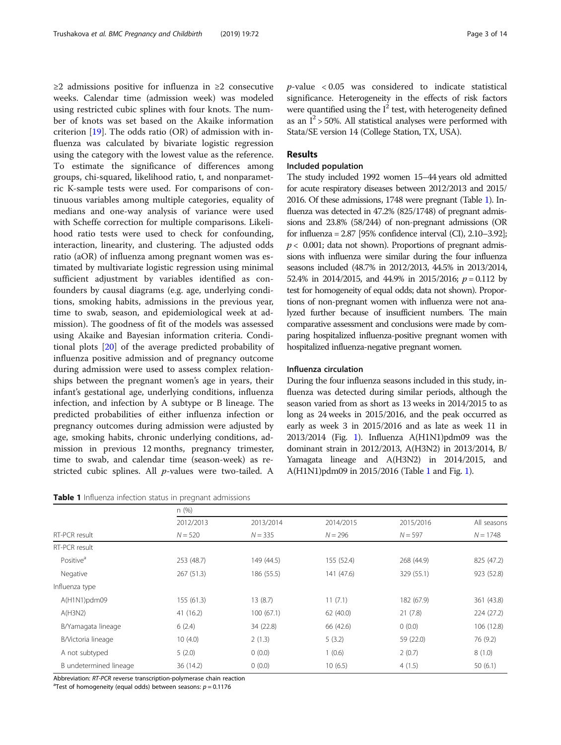≥2 admissions positive for influenza in ≥2 consecutive weeks. Calendar time (admission week) was modeled using restricted cubic splines with four knots. The number of knots was set based on the Akaike information criterion [19]. The odds ratio (OR) of admission with influenza was calculated by bivariate logistic regression using the category with the lowest value as the reference. To estimate the significance of differences among groups, chi-squared, likelihood ratio, t, and nonparametric K-sample tests were used. For comparisons of continuous variables among multiple categories, equality of medians and one-way analysis of variance were used with Scheffe correction for multiple comparisons. Likelihood ratio tests were used to check for confounding, interaction, linearity, and clustering. The adjusted odds ratio (aOR) of influenza among pregnant women was estimated by multivariate logistic regression using minimal sufficient adjustment by variables identified as confounders by causal diagrams (e.g. age, underlying conditions, smoking habits, admissions in the previous year, time to swab, season, and epidemiological week at admission). The goodness of fit of the models was assessed using Akaike and Bayesian information criteria. Conditional plots [20] of the average predicted probability of influenza positive admission and of pregnancy outcome during admission were used to assess complex relationships between the pregnant women's age in years, their infant's gestational age, underlying conditions, influenza infection, and infection by A subtype or B lineage. The predicted probabilities of either influenza infection or pregnancy outcomes during admission were adjusted by age, smoking habits, chronic underlying conditions, admission in previous 12 months, pregnancy trimester, time to swab, and calendar time (season-week) as restricted cubic splines. All $p$-values were two-tailed. A $p$-value $< 0.05$ was considered to indicate statistical significance. Heterogeneity in the effects of risk factors were quantified using the $I^2$ test, with heterogeneity defined as an $I^2 > 50\%$. All statistical analyses were performed with Stata/SE version 14 (College Station, TX, USA).

## Results

### Included population

The study included 1992 women 15–44 years old admitted for acute respiratory diseases between 2012/2013 and 2015/2016. Of these admissions, 1748 were pregnant (Table 1). Influenza was detected in 47.2% (825/1748) of pregnant admissions and 23.8% (58/244) of non-pregnant admissions (OR for influenza = 2.87 [95% confidence interval (CI), 2.10–3.92]; $p < 0.001$; data not shown). Proportions of pregnant admissions with influenza were similar during the four influenza seasons included (48.7% in 2012/2013, 44.5% in 2013/2014, 52.4% in 2014/2015, and 44.9% in 2015/2016; $p = 0.112$ by test for homogeneity of equal odds; data not shown). Proportions of non-pregnant women with influenza were not analyzed further because of insufficient numbers. The main comparative assessment and conclusions were made by comparing hospitalized influenza-positive pregnant women with hospitalized influenza-negative pregnant women.

### Influenza circulation

During the four influenza seasons included in this study, influenza was detected during similar periods, although the season varied from as short as 13 weeks in 2014/2015 to as long as 24 weeks in 2015/2016, and the peak occurred as early as week 3 in 2015/2016 and as late as week 11 in 2013/2014 (Fig. 1). Influenza A(H1N1)pdm09 was the dominant strain in 2012/2013, A(H3N2) in 2013/2014, B/Yamagata lineage and A(H3N2) in 2014/2015, and A(H1N1)pdm09 in 2015/2016 (Table 1 and Fig. 1).

**Table 1** Influenza infection status in pregnant admissions

| | n (%) | | | | |
|---|---|---|---|---|---|
| | 2012/2013 | 2013/2014 | 2014/2015 | 2015/2016 | All seasons |
| RT-PCR result | $N = 520$ | $N = 335$ | $N = 296$ | $N = 597$ | $N = 1748$ |
| RT-PCR result | | | | | |
| Positive[a] | 253 (48.7) | 149 (44.5) | 155 (52.4) | 268 (44.9) | 825 (47.2) |
| Negative | 267 (51.3) | 186 (55.5) | 141 (47.6) | 329 (55.1) | 923 (52.8) |
| Influenza type | | | | | |
| A(H1N1)pdm09 | 155 (61.3) | 13 (8.7) | 11 (7.1) | 182 (67.9) | 361 (43.8) |
| A(H3N2) | 41 (16.2) | 100 (67.1) | 62 (40.0) | 21 (7.8) | 224 (27.2) |
| B/Yamagata lineage | 6 (2.4) | 34 (22.8) | 66 (42.6) | 0 (0.0) | 106 (12.8) |
| B/Victoria lineage | 10 (4.0) | 2 (1.3) | 5 (3.2) | 59 (22.0) | 76 (9.2) |
| A not subtyped | 5 (2.0) | 0 (0.0) | 1 (0.6) | 2 (0.7) | 8 (1.0) |
| B undetermined lineage | 36 (14.2) | 0 (0.0) | 10 (6.5) | 4 (1.5) | 50 (6.1) |

Abbreviation: *RT-PCR* reverse transcription-polymerase chain reaction
[a]Test of homogeneity (equal odds) between seasons: $p = 0.1176$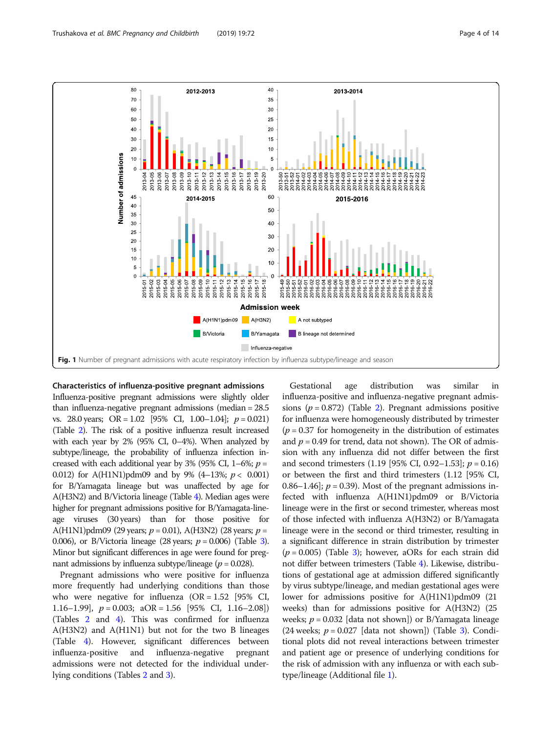**Fig. 1** Number of pregnant admissions with acute respiratory infection by influenza subtype/lineage and season

### Characteristics of influenza-positive pregnant admissions

Influenza-positive pregnant admissions were slightly older than influenza-negative pregnant admissions (median = 28.5 vs. 28.0 years; OR = 1.02 [95% CI, 1.00–1.04]; $p = 0.021$) (Table 2). The risk of a positive influenza result increased with each year by 2% (95% CI, 0–4%). When analyzed by subtype/lineage, the probability of influenza infection increased with each additional year by 3% (95% CI, 1–6%; $p = 0.012$) for A(H1N1)pdm09 and by 9% (4–13%; $p < 0.001$) for B/Yamagata lineage but was unaffected by age for A(H3N2) and B/Victoria lineage (Table 4). Median ages were higher for pregnant admissions positive for B/Yamagata-lineage viruses (30 years) than for those positive for A(H1N1)pdm09 (29 years; $p = 0.01$), A(H3N2) (28 years; $p = 0.006$), or B/Victoria lineage (28 years; $p = 0.006$) (Table 3). Minor but significant differences in age were found for pregnant admissions by influenza subtype/lineage ($p = 0.028$).

Pregnant admissions who were positive for influenza more frequently had underlying conditions than those who were negative for influenza (OR = 1.52 [95% CI, 1.16–1.99], $p = 0.003$; aOR = 1.56 [95% CI, 1.16–2.08]) (Tables 2 and 4). This was confirmed for influenza A(H3N2) and A(H1N1) but not for the two B lineages (Table 4). However, significant differences between influenza-positive and influenza-negative pregnant admissions were not detected for the individual underlying conditions (Tables 2 and 3).

Gestational age distribution was similar in influenza-positive and influenza-negative pregnant admissions ($p = 0.872$) (Table 2). Pregnant admissions positive for influenza were homogeneously distributed by trimester ($p = 0.37$ for homogeneity in the distribution of estimates and $p = 0.49$ for trend, data not shown). The OR of admission with any influenza did not differ between the first and second trimesters (1.19 [95% CI, 0.92–1.53]; $p = 0.16$) or between the first and third trimesters (1.12 [95% CI, 0.86–1.46]; $p = 0.39$). Most of the pregnant admissions infected with influenza A(H1N1)pdm09 or B/Victoria lineage were in the first or second trimester, whereas most of those infected with influenza A(H3N2) or B/Yamagata lineage were in the second or third trimester, resulting in a significant difference in strain distribution by trimester ($p = 0.005$) (Table 3); however, aORs for each strain did not differ between trimesters (Table 4). Likewise, distributions of gestational age at admission differed significantly by virus subtype/lineage, and median gestational ages were lower for admissions positive for A(H1N1)pdm09 (21 weeks) than for admissions positive for A(H3N2) (25 weeks; $p = 0.032$ [data not shown]) or B/Yamagata lineage (24 weeks; $p = 0.027$ [data not shown]) (Table 3). Conditional plots did not reveal interactions between trimester and patient age or presence of underlying conditions for the risk of admission with any influenza or with each subtype/lineage (Additional file 1).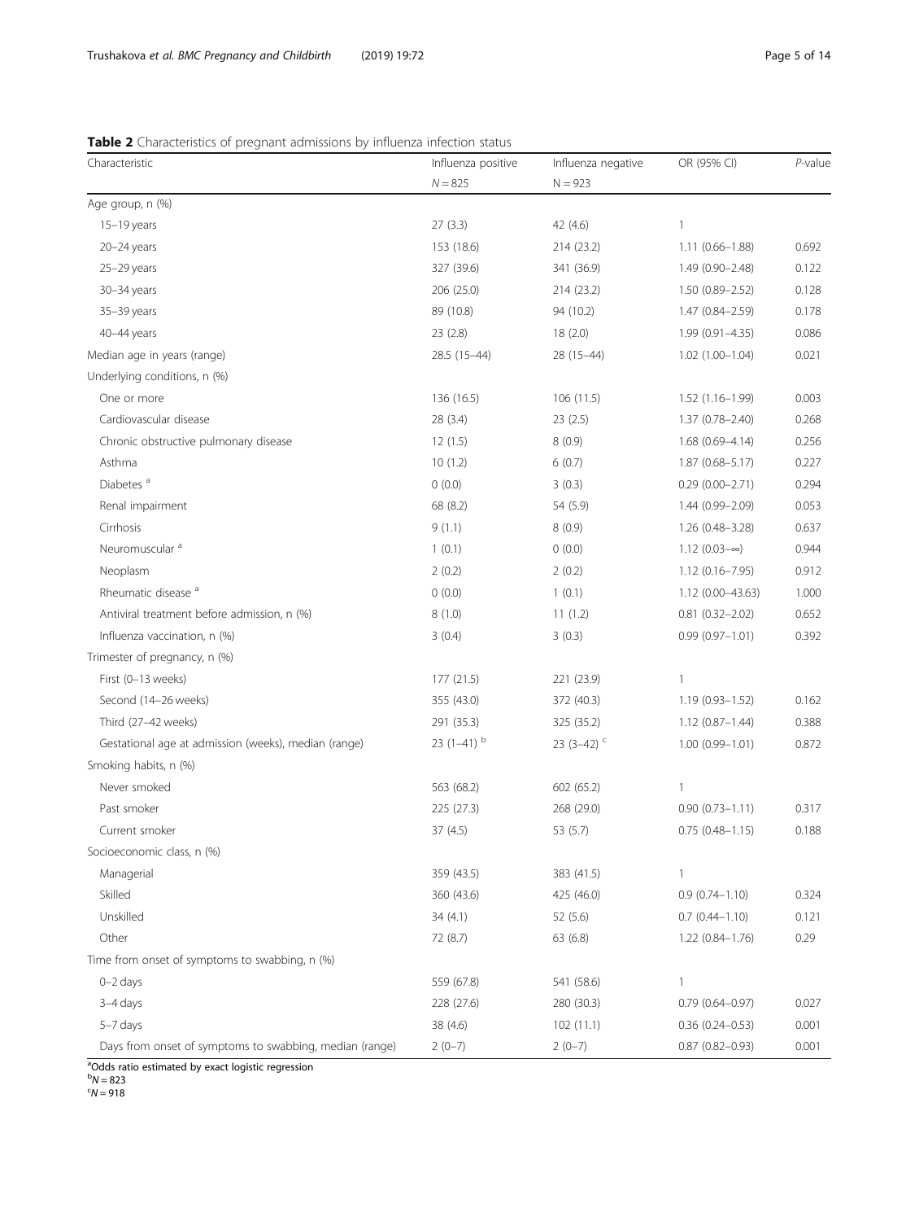**Table 2** Characteristics of pregnant admissions by influenza infection status

| Characteristic | Influenza positive | Influenza negative | OR (95% CI) | *P*-value |
|---|---|---|---|---|
| | *N* = 825 | N = 923 | | |
| Age group, n (%) | | | | |
| 15–19 years | 27 (3.3) | 42 (4.6) | 1 | |
| 20–24 years | 153 (18.6) | 214 (23.2) | 1.11 (0.66–1.88) | 0.692 |
| 25–29 years | 327 (39.6) | 341 (36.9) | 1.49 (0.90–2.48) | 0.122 |
| 30–34 years | 206 (25.0) | 214 (23.2) | 1.50 (0.89–2.52) | 0.128 |
| 35–39 years | 89 (10.8) | 94 (10.2) | 1.47 (0.84–2.59) | 0.178 |
| 40–44 years | 23 (2.8) | 18 (2.0) | 1.99 (0.91–4.35) | 0.086 |
| Median age in years (range) | 28.5 (15–44) | 28 (15–44) | 1.02 (1.00–1.04) | 0.021 |
| Underlying conditions, n (%) | | | | |
| One or more | 136 (16.5) | 106 (11.5) | 1.52 (1.16–1.99) | 0.003 |
| Cardiovascular disease | 28 (3.4) | 23 (2.5) | 1.37 (0.78–2.40) | 0.268 |
| Chronic obstructive pulmonary disease | 12 (1.5) | 8 (0.9) | 1.68 (0.69–4.14) | 0.256 |
| Asthma | 10 (1.2) | 6 (0.7) | 1.87 (0.68–5.17) | 0.227 |
| Diabetes [a] | 0 (0.0) | 3 (0.3) | 0.29 (0.00–2.71) | 0.294 |
| Renal impairment | 68 (8.2) | 54 (5.9) | 1.44 (0.99–2.09) | 0.053 |
| Cirrhosis | 9 (1.1) | 8 (0.9) | 1.26 (0.48–3.28) | 0.637 |
| Neuromuscular [a] | 1 (0.1) | 0 (0.0) | 1.12 (0.03–∞) | 0.944 |
| Neoplasm | 2 (0.2) | 2 (0.2) | 1.12 (0.16–7.95) | 0.912 |
| Rheumatic disease [a] | 0 (0.0) | 1 (0.1) | 1.12 (0.00–43.63) | 1.000 |
| Antiviral treatment before admission, n (%) | 8 (1.0) | 11 (1.2) | 0.81 (0.32–2.02) | 0.652 |
| Influenza vaccination, n (%) | 3 (0.4) | 3 (0.3) | 0.99 (0.97–1.01) | 0.392 |
| Trimester of pregnancy, n (%) | | | | |
| First (0–13 weeks) | 177 (21.5) | 221 (23.9) | 1 | |
| Second (14–26 weeks) | 355 (43.0) | 372 (40.3) | 1.19 (0.93–1.52) | 0.162 |
| Third (27–42 weeks) | 291 (35.3) | 325 (35.2) | 1.12 (0.87–1.44) | 0.388 |
| Gestational age at admission (weeks), median (range) | 23 (1–41) [b] | 23 (3–42) [c] | 1.00 (0.99–1.01) | 0.872 |
| Smoking habits, n (%) | | | | |
| Never smoked | 563 (68.2) | 602 (65.2) | 1 | |
| Past smoker | 225 (27.3) | 268 (29.0) | 0.90 (0.73–1.11) | 0.317 |
| Current smoker | 37 (4.5) | 53 (5.7) | 0.75 (0.48–1.15) | 0.188 |
| Socioeconomic class, n (%) | | | | |
| Managerial | 359 (43.5) | 383 (41.5) | 1 | |
| Skilled | 360 (43.6) | 425 (46.0) | 0.9 (0.74–1.10) | 0.324 |
| Unskilled | 34 (4.1) | 52 (5.6) | 0.7 (0.44–1.10) | 0.121 |
| Other | 72 (8.7) | 63 (6.8) | 1.22 (0.84–1.76) | 0.29 |
| Time from onset of symptoms to swabbing, n (%) | | | | |
| 0–2 days | 559 (67.8) | 541 (58.6) | 1 | |
| 3–4 days | 228 (27.6) | 280 (30.3) | 0.79 (0.64–0.97) | 0.027 |
| 5–7 days | 38 (4.6) | 102 (11.1) | 0.36 (0.24–0.53) | 0.001 |
| Days from onset of symptoms to swabbing, median (range) | 2 (0–7) | 2 (0–7) | 0.87 (0.82–0.93) | 0.001 |

[a] Odds ratio estimated by exact logistic regression
[b] *N* = 823
[c] *N* = 918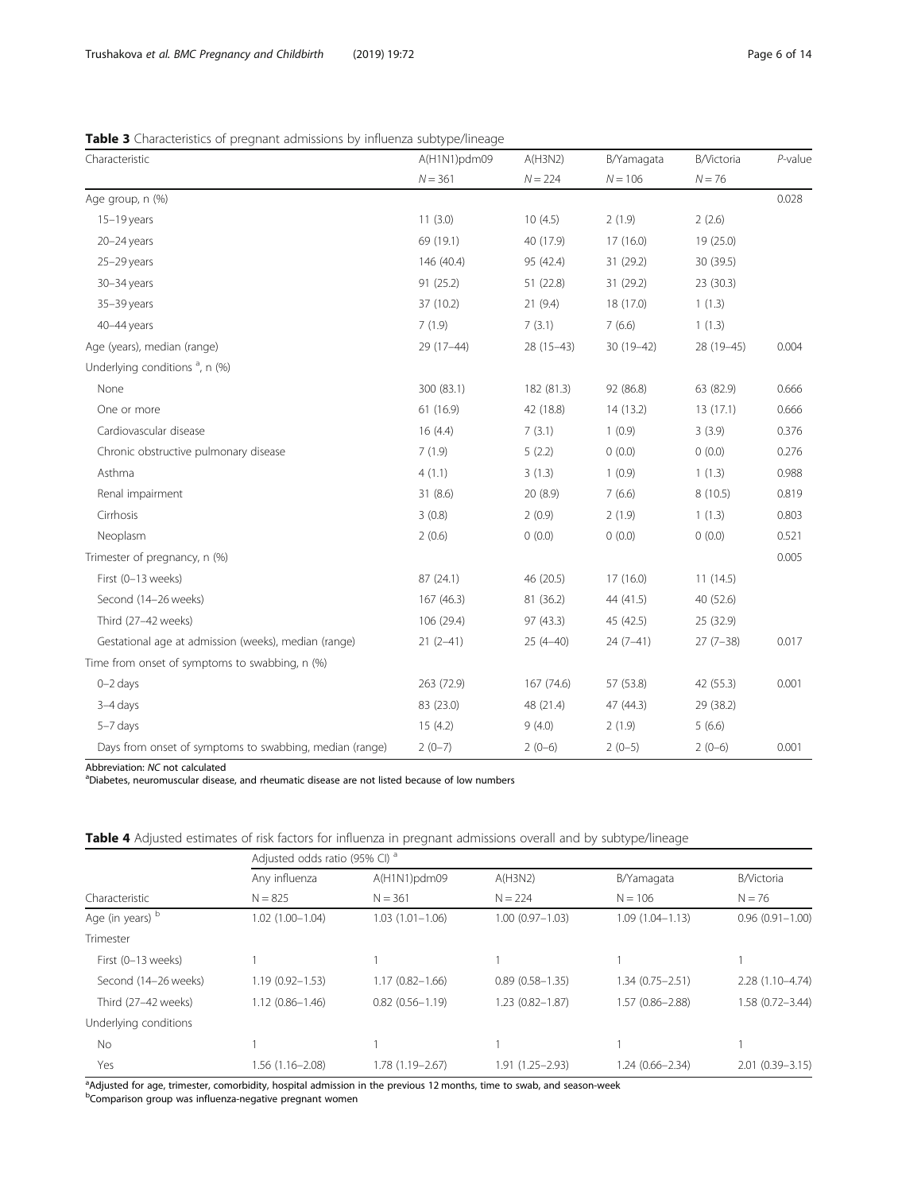**Table 3** Characteristics of pregnant admissions by influenza subtype/lineage

| Characteristic | A(H1N1)pdm09 | A(H3N2) | B/Yamagata | B/Victoria | *P*-value |
|---|---|---|---|---|---|
| | *N* = 361 | *N* = 224 | *N* = 106 | *N* = 76 | |
| Age group, n (%) | | | | | 0.028 |
| 15–19 years | 11 (3.0) | 10 (4.5) | 2 (1.9) | 2 (2.6) | |
| 20–24 years | 69 (19.1) | 40 (17.9) | 17 (16.0) | 19 (25.0) | |
| 25–29 years | 146 (40.4) | 95 (42.4) | 31 (29.2) | 30 (39.5) | |
| 30–34 years | 91 (25.2) | 51 (22.8) | 31 (29.2) | 23 (30.3) | |
| 35–39 years | 37 (10.2) | 21 (9.4) | 18 (17.0) | 1 (1.3) | |
| 40–44 years | 7 (1.9) | 7 (3.1) | 7 (6.6) | 1 (1.3) | |
| Age (years), median (range) | 29 (17–44) | 28 (15–43) | 30 (19–42) | 28 (19–45) | 0.004 |
| Underlying conditions [a], n (%) | | | | | |
| None | 300 (83.1) | 182 (81.3) | 92 (86.8) | 63 (82.9) | 0.666 |
| One or more | 61 (16.9) | 42 (18.8) | 14 (13.2) | 13 (17.1) | 0.666 |
| Cardiovascular disease | 16 (4.4) | 7 (3.1) | 1 (0.9) | 3 (3.9) | 0.376 |
| Chronic obstructive pulmonary disease | 7 (1.9) | 5 (2.2) | 0 (0.0) | 0 (0.0) | 0.276 |
| Asthma | 4 (1.1) | 3 (1.3) | 1 (0.9) | 1 (1.3) | 0.988 |
| Renal impairment | 31 (8.6) | 20 (8.9) | 7 (6.6) | 8 (10.5) | 0.819 |
| Cirrhosis | 3 (0.8) | 2 (0.9) | 2 (1.9) | 1 (1.3) | 0.803 |
| Neoplasm | 2 (0.6) | 0 (0.0) | 0 (0.0) | 0 (0.0) | 0.521 |
| Trimester of pregnancy, n (%) | | | | | 0.005 |
| First (0–13 weeks) | 87 (24.1) | 46 (20.5) | 17 (16.0) | 11 (14.5) | |
| Second (14–26 weeks) | 167 (46.3) | 81 (36.2) | 44 (41.5) | 40 (52.6) | |
| Third (27–42 weeks) | 106 (29.4) | 97 (43.3) | 45 (42.5) | 25 (32.9) | |
| Gestational age at admission (weeks), median (range) | 21 (2–41) | 25 (4–40) | 24 (7–41) | 27 (7–38) | 0.017 |
| Time from onset of symptoms to swabbing, n (%) | | | | | |
| 0–2 days | 263 (72.9) | 167 (74.6) | 57 (53.8) | 42 (55.3) | 0.001 |
| 3–4 days | 83 (23.0) | 48 (21.4) | 47 (44.3) | 29 (38.2) | |
| 5–7 days | 15 (4.2) | 9 (4.0) | 2 (1.9) | 5 (6.6) | |
| Days from onset of symptoms to swabbing, median (range) | 2 (0–7) | 2 (0–6) | 2 (0–5) | 2 (0–6) | 0.001 |

Abbreviation: *NC* not calculated
[a]Diabetes, neuromuscular disease, and rheumatic disease are not listed because of low numbers

**Table 4** Adjusted estimates of risk factors for influenza in pregnant admissions overall and by subtype/lineage

| | Adjusted odds ratio (95% CI) [a] | | | | |
|---|---|---|---|---|---|
| | Any influenza | A(H1N1)pdm09 | A(H3N2) | B/Yamagata | B/Victoria |
| Characteristic | N = 825 | N = 361 | N = 224 | N = 106 | N = 76 |
| Age (in years) [b] | 1.02 (1.00–1.04) | 1.03 (1.01–1.06) | 1.00 (0.97–1.03) | 1.09 (1.04–1.13) | 0.96 (0.91–1.00) |
| Trimester | | | | | |
| First (0–13 weeks) | 1 | 1 | 1 | 1 | 1 |
| Second (14–26 weeks) | 1.19 (0.92–1.53) | 1.17 (0.82–1.66) | 0.89 (0.58–1.35) | 1.34 (0.75–2.51) | 2.28 (1.10–4.74) |
| Third (27–42 weeks) | 1.12 (0.86–1.46) | 0.82 (0.56–1.19) | 1.23 (0.82–1.87) | 1.57 (0.86–2.88) | 1.58 (0.72–3.44) |
| Underlying conditions | | | | | |
| No | 1 | 1 | 1 | 1 | 1 |
| Yes | 1.56 (1.16–2.08) | 1.78 (1.19–2.67) | 1.91 (1.25–2.93) | 1.24 (0.66–2.34) | 2.01 (0.39–3.15) |

[a]Adjusted for age, trimester, comorbidity, hospital admission in the previous 12 months, time to swab, and season-week
[b]Comparison group was influenza-negative pregnant women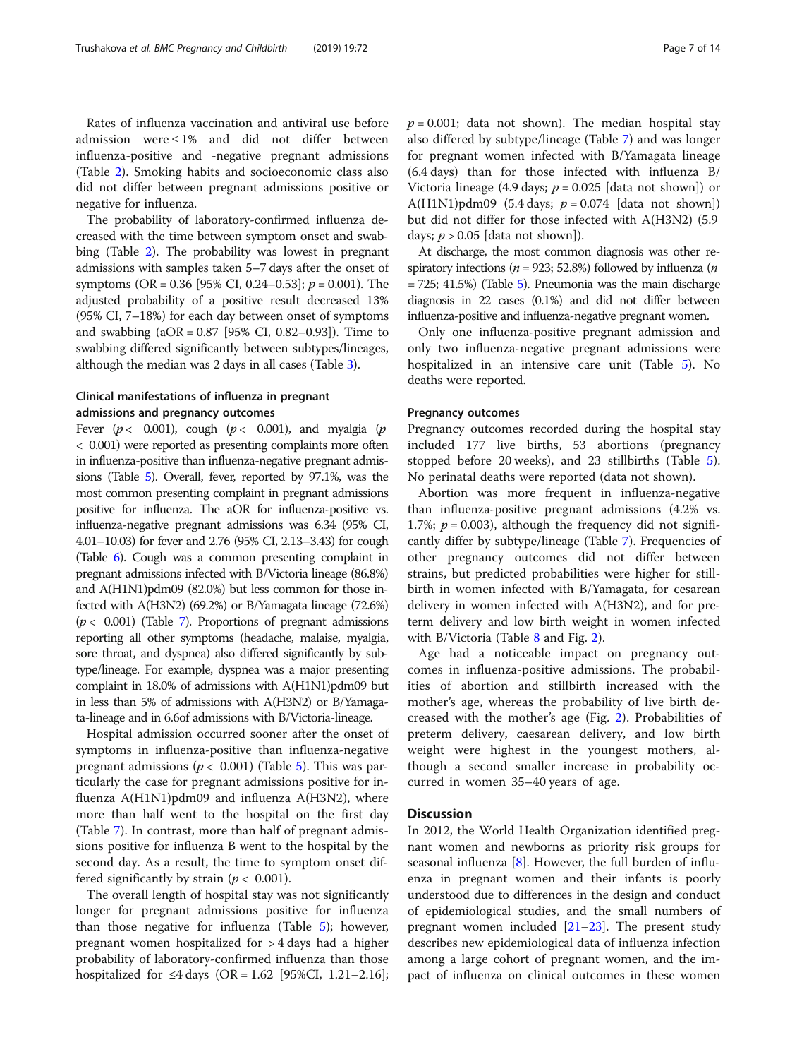Rates of influenza vaccination and antiviral use before admission were ≤ 1% and did not differ between influenza-positive and -negative pregnant admissions (Table 2). Smoking habits and socioeconomic class also did not differ between pregnant admissions positive or negative for influenza.

The probability of laboratory-confirmed influenza decreased with the time between symptom onset and swabbing (Table 2). The probability was lowest in pregnant admissions with samples taken 5–7 days after the onset of symptoms (OR = 0.36 [95% CI, 0.24–0.53]; $p = 0.001$). The adjusted probability of a positive result decreased 13% (95% CI, 7–18%) for each day between onset of symptoms and swabbing (aOR = 0.87 [95% CI, 0.82–0.93]). Time to swabbing differed significantly between subtypes/lineages, although the median was 2 days in all cases (Table 3).

### Clinical manifestations of influenza in pregnant admissions and pregnancy outcomes

Fever ($p < 0.001$), cough ($p < 0.001$), and myalgia ($p < 0.001$) were reported as presenting complaints more often in influenza-positive than influenza-negative pregnant admissions (Table 5). Overall, fever, reported by 97.1%, was the most common presenting complaint in pregnant admissions positive for influenza. The aOR for influenza-positive vs. influenza-negative pregnant admissions was 6.34 (95% CI, 4.01–10.03) for fever and 2.76 (95% CI, 2.13–3.43) for cough (Table 6). Cough was a common presenting complaint in pregnant admissions infected with B/Victoria lineage (86.8%) and A(H1N1)pdm09 (82.0%) but less common for those infected with A(H3N2) (69.2%) or B/Yamagata lineage (72.6%) ($p < 0.001$) (Table 7). Proportions of pregnant admissions reporting all other symptoms (headache, malaise, myalgia, sore throat, and dyspnea) also differed significantly by subtype/lineage. For example, dyspnea was a major presenting complaint in 18.0% of admissions with A(H1N1)pdm09 but in less than 5% of admissions with A(H3N2) or B/Yamagata-lineage and in 6.6of admissions with B/Victoria-lineage.

Hospital admission occurred sooner after the onset of symptoms in influenza-positive than influenza-negative pregnant admissions ($p < 0.001$) (Table 5). This was particularly the case for pregnant admissions positive for influenza A(H1N1)pdm09 and influenza A(H3N2), where more than half went to the hospital on the first day (Table 7). In contrast, more than half of pregnant admissions positive for influenza B went to the hospital by the second day. As a result, the time to symptom onset differed significantly by strain ($p < 0.001$).

The overall length of hospital stay was not significantly longer for pregnant admissions positive for influenza than those negative for influenza (Table 5); however, pregnant women hospitalized for > 4 days had a higher probability of laboratory-confirmed influenza than those hospitalized for ≤4 days (OR = 1.62 [95%CI, 1.21–2.16]; $p = 0.001$; data not shown). The median hospital stay also differed by subtype/lineage (Table 7) and was longer for pregnant women infected with B/Yamagata lineage (6.4 days) than for those infected with influenza B/Victoria lineage (4.9 days; $p = 0.025$ [data not shown]) or A(H1N1)pdm09 (5.4 days; $p = 0.074$ [data not shown]) but did not differ for those infected with A(H3N2) (5.9 days; $p > 0.05$ [data not shown]).

At discharge, the most common diagnosis was other respiratory infections ($n = 923$; 52.8%) followed by influenza ($n = 725$; 41.5%) (Table 5). Pneumonia was the main discharge diagnosis in 22 cases (0.1%) and did not differ between influenza-positive and influenza-negative pregnant women.

Only one influenza-positive pregnant admission and only two influenza-negative pregnant admissions were hospitalized in an intensive care unit (Table 5). No deaths were reported.

#### Pregnancy outcomes

Pregnancy outcomes recorded during the hospital stay included 177 live births, 53 abortions (pregnancy stopped before 20 weeks), and 23 stillbirths (Table 5). No perinatal deaths were reported (data not shown).

Abortion was more frequent in influenza-negative than influenza-positive pregnant admissions (4.2% vs. 1.7%; $p = 0.003$), although the frequency did not significantly differ by subtype/lineage (Table 7). Frequencies of other pregnancy outcomes did not differ between strains, but predicted probabilities were higher for stillbirth in women infected with B/Yamagata, for cesarean delivery in women infected with A(H3N2), and for preterm delivery and low birth weight in women infected with B/Victoria (Table 8 and Fig. 2).

Age had a noticeable impact on pregnancy outcomes in influenza-positive admissions. The probabilities of abortion and stillbirth increased with the mother's age, whereas the probability of live birth decreased with the mother's age (Fig. 2). Probabilities of preterm delivery, caesarean delivery, and low birth weight were highest in the youngest mothers, although a second smaller increase in probability occurred in women 35–40 years of age.

## Discussion

In 2012, the World Health Organization identified pregnant women and newborns as priority risk groups for seasonal influenza [8]. However, the full burden of influenza in pregnant women and their infants is poorly understood due to differences in the design and conduct of epidemiological studies, and the small numbers of pregnant women included [21–23]. The present study describes new epidemiological data of influenza infection among a large cohort of pregnant women, and the impact of influenza on clinical outcomes in these women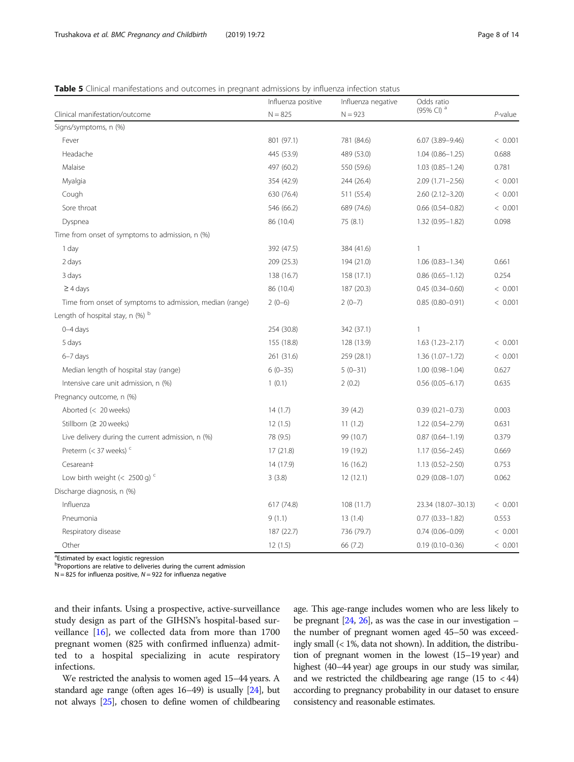**Table 5** Clinical manifestations and outcomes in pregnant admissions by influenza infection status

| Clinical manifestation/outcome | Influenza positive N = 825 | Influenza negative N = 923 | Odds ratio (95% CI) [a] | *P*-value |
|---|---|---|---|---|
| Signs/symptoms, n (%) | | | | |
| Fever | 801 (97.1) | 781 (84.6) | 6.07 (3.89–9.46) | < 0.001 |
| Headache | 445 (53.9) | 489 (53.0) | 1.04 (0.86–1.25) | 0.688 |
| Malaise | 497 (60.2) | 550 (59.6) | 1.03 (0.85–1.24) | 0.781 |
| Myalgia | 354 (42.9) | 244 (26.4) | 2.09 (1.71–2.56) | < 0.001 |
| Cough | 630 (76.4) | 511 (55.4) | 2.60 (2.12–3.20) | < 0.001 |
| Sore throat | 546 (66.2) | 689 (74.6) | 0.66 (0.54–0.82) | < 0.001 |
| Dyspnea | 86 (10.4) | 75 (8.1) | 1.32 (0.95–1.82) | 0.098 |
| Time from onset of symptoms to admission, n (%) | | | | |
| 1 day | 392 (47.5) | 384 (41.6) | 1 | |
| 2 days | 209 (25.3) | 194 (21.0) | 1.06 (0.83–1.34) | 0.661 |
| 3 days | 138 (16.7) | 158 (17.1) | 0.86 (0.65–1.12) | 0.254 |
| ≥ 4 days | 86 (10.4) | 187 (20.3) | 0.45 (0.34–0.60) | < 0.001 |
| Time from onset of symptoms to admission, median (range) | 2 (0–6) | 2 (0–7) | 0.85 (0.80–0.91) | < 0.001 |
| Length of hospital stay, n (%) [b] | | | | |
| 0–4 days | 254 (30.8) | 342 (37.1) | 1 | |
| 5 days | 155 (18.8) | 128 (13.9) | 1.63 (1.23–2.17) | < 0.001 |
| 6–7 days | 261 (31.6) | 259 (28.1) | 1.36 (1.07–1.72) | < 0.001 |
| Median length of hospital stay (range) | 6 (0–35) | 5 (0–31) | 1.00 (0.98–1.04) | 0.627 |
| Intensive care unit admission, n (%) | 1 (0.1) | 2 (0.2) | 0.56 (0.05–6.17) | 0.635 |
| Pregnancy outcome, n (%) | | | | |
| Aborted (< 20 weeks) | 14 (1.7) | 39 (4.2) | 0.39 (0.21–0.73) | 0.003 |
| Stillborn (≥ 20 weeks) | 12 (1.5) | 11 (1.2) | 1.22 (0.54–2.79) | 0.631 |
| Live delivery during the current admission, n (%) | 78 (9.5) | 99 (10.7) | 0.87 (0.64–1.19) | 0.379 |
| Preterm (< 37 weeks) [c] | 17 (21.8) | 19 (19.2) | 1.17 (0.56–2.45) | 0.669 |
| Cesarean‡ | 14 (17.9) | 16 (16.2) | 1.13 (0.52–2.50) | 0.753 |
| Low birth weight (< 2500 g) [c] | 3 (3.8) | 12 (12.1) | 0.29 (0.08–1.07) | 0.062 |
| Discharge diagnosis, n (%) | | | | |
| Influenza | 617 (74.8) | 108 (11.7) | 23.34 (18.07–30.13) | < 0.001 |
| Pneumonia | 9 (1.1) | 13 (1.4) | 0.77 (0.33–1.82) | 0.553 |
| Respiratory disease | 187 (22.7) | 736 (79.7) | 0.74 (0.06–0.09) | < 0.001 |
| Other | 12 (1.5) | 66 (7.2) | 0.19 (0.10–0.36) | < 0.001 |

[a]Estimated by exact logistic regression
[b]Proportions are relative to deliveries during the current admission
N = 825 for influenza positive, *N* = 922 for influenza negative

and their infants. Using a prospective, active-surveillance study design as part of the GIHSN's hospital-based surveillance [16], we collected data from more than 1700 pregnant women (825 with confirmed influenza) admitted to a hospital specializing in acute respiratory infections.

We restricted the analysis to women aged 15–44 years. A standard age range (often ages 16–49) is usually [24], but not always [25], chosen to define women of childbearing age. This age-range includes women who are less likely to be pregnant [24, 26], as was the case in our investigation – the number of pregnant women aged 45–50 was exceedingly small (< 1%, data not shown). In addition, the distribution of pregnant women in the lowest (15–19 year) and highest (40–44 year) age groups in our study was similar, and we restricted the childbearing age range (15 to < 44) according to pregnancy probability in our dataset to ensure consistency and reasonable estimates.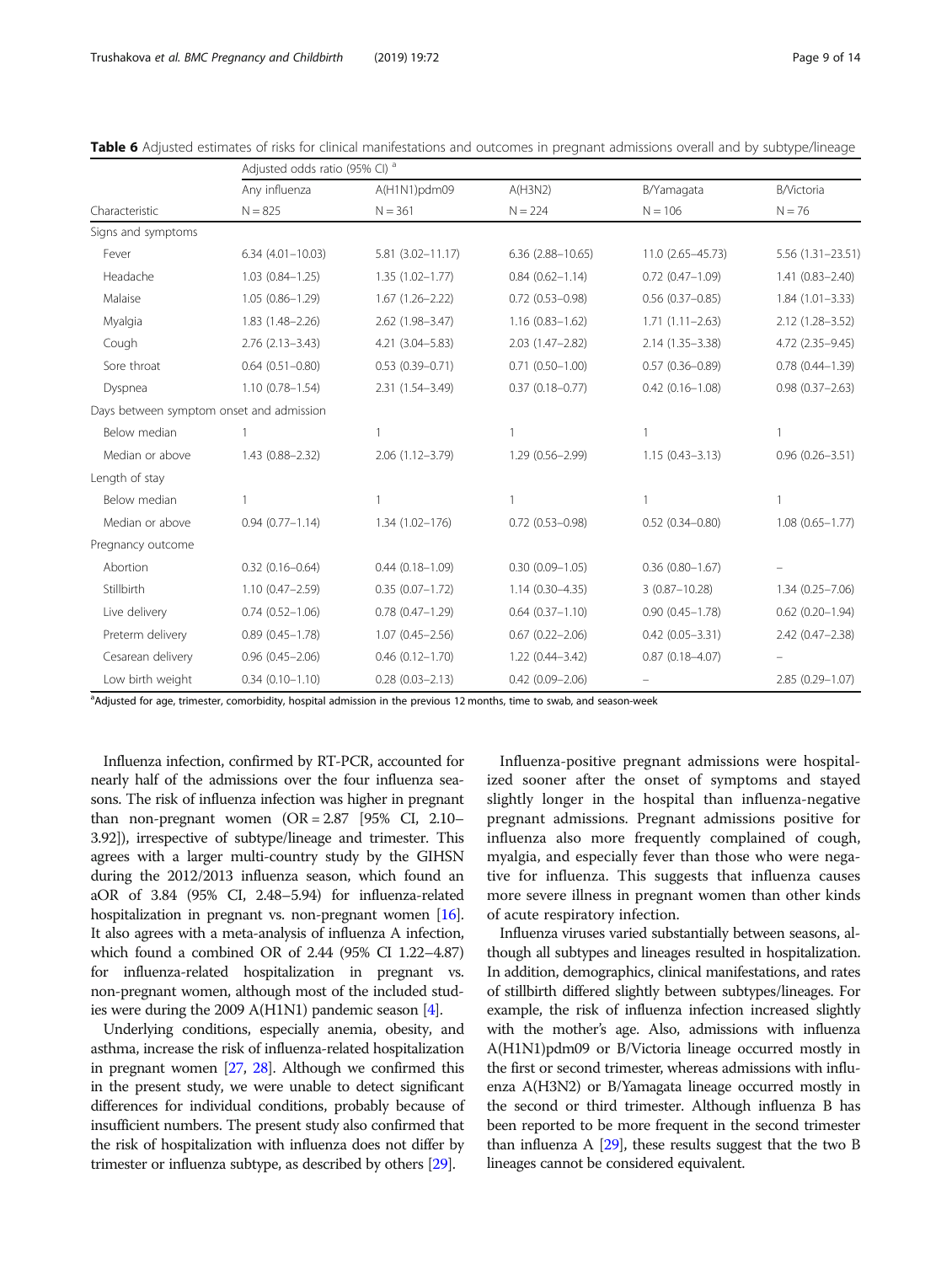**Table 6** Adjusted estimates of risks for clinical manifestations and outcomes in pregnant admissions overall and by subtype/lineage

| | Adjusted odds ratio (95% CI) [a] | | | | |
|---|---|---|---|---|---|
| | Any influenza | A(H1N1)pdm09 | A(H3N2) | B/Yamagata | B/Victoria |
| Characteristic | N = 825 | N = 361 | N = 224 | N = 106 | N = 76 |
| Signs and symptoms | | | | | |
| Fever | 6.34 (4.01–10.03) | 5.81 (3.02–11.17) | 6.36 (2.88–10.65) | 11.0 (2.65–45.73) | 5.56 (1.31–23.51) |
| Headache | 1.03 (0.84–1.25) | 1.35 (1.02–1.77) | 0.84 (0.62–1.14) | 0.72 (0.47–1.09) | 1.41 (0.83–2.40) |
| Malaise | 1.05 (0.86–1.29) | 1.67 (1.26–2.22) | 0.72 (0.53–0.98) | 0.56 (0.37–0.85) | 1.84 (1.01–3.33) |
| Myalgia | 1.83 (1.48–2.26) | 2.62 (1.98–3.47) | 1.16 (0.83–1.62) | 1.71 (1.11–2.63) | 2.12 (1.28–3.52) |
| Cough | 2.76 (2.13–3.43) | 4.21 (3.04–5.83) | 2.03 (1.47–2.82) | 2.14 (1.35–3.38) | 4.72 (2.35–9.45) |
| Sore throat | 0.64 (0.51–0.80) | 0.53 (0.39–0.71) | 0.71 (0.50–1.00) | 0.57 (0.36–0.89) | 0.78 (0.44–1.39) |
| Dyspnea | 1.10 (0.78–1.54) | 2.31 (1.54–3.49) | 0.37 (0.18–0.77) | 0.42 (0.16–1.08) | 0.98 (0.37–2.63) |
| Days between symptom onset and admission | | | | | |
| Below median | 1 | 1 | 1 | 1 | 1 |
| Median or above | 1.43 (0.88–2.32) | 2.06 (1.12–3.79) | 1.29 (0.56–2.99) | 1.15 (0.43–3.13) | 0.96 (0.26–3.51) |
| Length of stay | | | | | |
| Below median | 1 | 1 | 1 | 1 | 1 |
| Median or above | 0.94 (0.77–1.14) | 1.34 (1.02–176) | 0.72 (0.53–0.98) | 0.52 (0.34–0.80) | 1.08 (0.65–1.77) |
| Pregnancy outcome | | | | | |
| Abortion | 0.32 (0.16–0.64) | 0.44 (0.18–1.09) | 0.30 (0.09–1.05) | 0.36 (0.80–1.67) | – |
| Stillbirth | 1.10 (0.47–2.59) | 0.35 (0.07–1.72) | 1.14 (0.30–4.35) | 3 (0.87–10.28) | 1.34 (0.25–7.06) |
| Live delivery | 0.74 (0.52–1.06) | 0.78 (0.47–1.29) | 0.64 (0.37–1.10) | 0.90 (0.45–1.78) | 0.62 (0.20–1.94) |
| Preterm delivery | 0.89 (0.45–1.78) | 1.07 (0.45–2.56) | 0.67 (0.22–2.06) | 0.42 (0.05–3.31) | 2.42 (0.47–2.38) |
| Cesarean delivery | 0.96 (0.45–2.06) | 0.46 (0.12–1.70) | 1.22 (0.44–3.42) | 0.87 (0.18–4.07) | – |
| Low birth weight | 0.34 (0.10–1.10) | 0.28 (0.03–2.13) | 0.42 (0.09–2.06) | – | 2.85 (0.29–1.07) |

[a]Adjusted for age, trimester, comorbidity, hospital admission in the previous 12 months, time to swab, and season-week

Influenza infection, confirmed by RT-PCR, accounted for nearly half of the admissions over the four influenza seasons. The risk of influenza infection was higher in pregnant than non-pregnant women (OR = 2.87 [95% CI, 2.10–3.92]), irrespective of subtype/lineage and trimester. This agrees with a larger multi-country study by the GIHSN during the 2012/2013 influenza season, which found an aOR of 3.84 (95% CI, 2.48–5.94) for influenza-related hospitalization in pregnant vs. non-pregnant women [16]. It also agrees with a meta-analysis of influenza A infection, which found a combined OR of 2.44 (95% CI 1.22–4.87) for influenza-related hospitalization in pregnant vs. non-pregnant women, although most of the included studies were during the 2009 A(H1N1) pandemic season [4].

Underlying conditions, especially anemia, obesity, and asthma, increase the risk of influenza-related hospitalization in pregnant women [27, 28]. Although we confirmed this in the present study, we were unable to detect significant differences for individual conditions, probably because of insufficient numbers. The present study also confirmed that the risk of hospitalization with influenza does not differ by trimester or influenza subtype, as described by others [29].

Influenza-positive pregnant admissions were hospitalized sooner after the onset of symptoms and stayed slightly longer in the hospital than influenza-negative pregnant admissions. Pregnant admissions positive for influenza also more frequently complained of cough, myalgia, and especially fever than those who were negative for influenza. This suggests that influenza causes more severe illness in pregnant women than other kinds of acute respiratory infection.

Influenza viruses varied substantially between seasons, although all subtypes and lineages resulted in hospitalization. In addition, demographics, clinical manifestations, and rates of stillbirth differed slightly between subtypes/lineages. For example, the risk of influenza infection increased slightly with the mother's age. Also, admissions with influenza A(H1N1)pdm09 or B/Victoria lineage occurred mostly in the first or second trimester, whereas admissions with influenza A(H3N2) or B/Yamagata lineage occurred mostly in the second or third trimester. Although influenza B has been reported to be more frequent in the second trimester than influenza A [29], these results suggest that the two B lineages cannot be considered equivalent.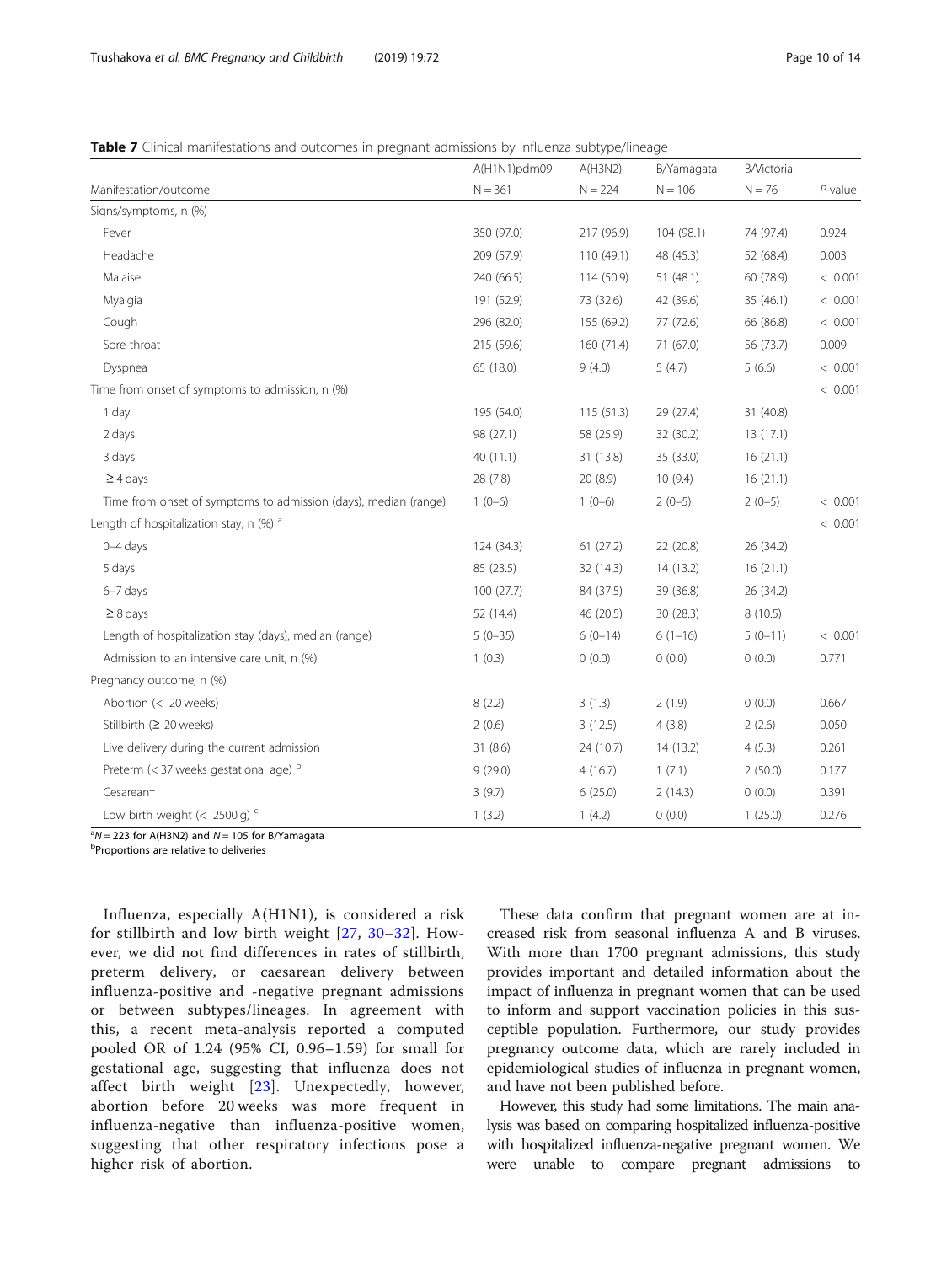**Table 7** Clinical manifestations and outcomes in pregnant admissions by influenza subtype/lineage

| Manifestation/outcome | A(H1N1)pdm09 N = 361 | A(H3N2) N = 224 | B/Yamagata N = 106 | B/Victoria N = 76 | *P*-value |
|---|---|---|---|---|---|
| Signs/symptoms, n (%) | | | | | |
| Fever | 350 (97.0) | 217 (96.9) | 104 (98.1) | 74 (97.4) | 0.924 |
| Headache | 209 (57.9) | 110 (49.1) | 48 (45.3) | 52 (68.4) | 0.003 |
| Malaise | 240 (66.5) | 114 (50.9) | 51 (48.1) | 60 (78.9) | < 0.001 |
| Myalgia | 191 (52.9) | 73 (32.6) | 42 (39.6) | 35 (46.1) | < 0.001 |
| Cough | 296 (82.0) | 155 (69.2) | 77 (72.6) | 66 (86.8) | < 0.001 |
| Sore throat | 215 (59.6) | 160 (71.4) | 71 (67.0) | 56 (73.7) | 0.009 |
| Dyspnea | 65 (18.0) | 9 (4.0) | 5 (4.7) | 5 (6.6) | < 0.001 |
| Time from onset of symptoms to admission, n (%) | | | | | < 0.001 |
| 1 day | 195 (54.0) | 115 (51.3) | 29 (27.4) | 31 (40.8) | |
| 2 days | 98 (27.1) | 58 (25.9) | 32 (30.2) | 13 (17.1) | |
| 3 days | 40 (11.1) | 31 (13.8) | 35 (33.0) | 16 (21.1) | |
| ≥ 4 days | 28 (7.8) | 20 (8.9) | 10 (9.4) | 16 (21.1) | |
| Time from onset of symptoms to admission (days), median (range) | 1 (0–6) | 1 (0–6) | 2 (0–5) | 2 (0–5) | < 0.001 |
| Length of hospitalization stay, n (%) [a] | | | | | < 0.001 |
| 0–4 days | 124 (34.3) | 61 (27.2) | 22 (20.8) | 26 (34.2) | |
| 5 days | 85 (23.5) | 32 (14.3) | 14 (13.2) | 16 (21.1) | |
| 6–7 days | 100 (27.7) | 84 (37.5) | 39 (36.8) | 26 (34.2) | |
| ≥ 8 days | 52 (14.4) | 46 (20.5) | 30 (28.3) | 8 (10.5) | |
| Length of hospitalization stay (days), median (range) | 5 (0–35) | 6 (0–14) | 6 (1–16) | 5 (0–11) | < 0.001 |
| Admission to an intensive care unit, n (%) | 1 (0.3) | 0 (0.0) | 0 (0.0) | 0 (0.0) | 0.771 |
| Pregnancy outcome, n (%) | | | | | |
| Abortion (< 20 weeks) | 8 (2.2) | 3 (1.3) | 2 (1.9) | 0 (0.0) | 0.667 |
| Stillbirth (≥ 20 weeks) | 2 (0.6) | 3 (12.5) | 4 (3.8) | 2 (2.6) | 0.050 |
| Live delivery during the current admission | 31 (8.6) | 24 (10.7) | 14 (13.2) | 4 (5.3) | 0.261 |
| Preterm (< 37 weeks gestational age) [b] | 9 (29.0) | 4 (16.7) | 1 (7.1) | 2 (50.0) | 0.177 |
| Cesarean† | 3 (9.7) | 6 (25.0) | 2 (14.3) | 0 (0.0) | 0.391 |
| Low birth weight (< 2500 g) [c] | 1 (3.2) | 1 (4.2) | 0 (0.0) | 1 (25.0) | 0.276 |

[a]*N* = 223 for A(H3N2) and *N* = 105 for B/Yamagata
[b]Proportions are relative to deliveries

Influenza, especially A(H1N1), is considered a risk for stillbirth and low birth weight [27, 30–32]. However, we did not find differences in rates of stillbirth, preterm delivery, or caesarean delivery between influenza-positive and -negative pregnant admissions or between subtypes/lineages. In agreement with this, a recent meta-analysis reported a computed pooled OR of 1.24 (95% CI, 0.96–1.59) for small for gestational age, suggesting that influenza does not affect birth weight [23]. Unexpectedly, however, abortion before 20 weeks was more frequent in influenza-negative than influenza-positive women, suggesting that other respiratory infections pose a higher risk of abortion.

These data confirm that pregnant women are at increased risk from seasonal influenza A and B viruses. With more than 1700 pregnant admissions, this study provides important and detailed information about the impact of influenza in pregnant women that can be used to inform and support vaccination policies in this susceptible population. Furthermore, our study provides pregnancy outcome data, which are rarely included in epidemiological studies of influenza in pregnant women, and have not been published before.

However, this study had some limitations. The main analysis was based on comparing hospitalized influenza-positive with hospitalized influenza-negative pregnant women. We were unable to compare pregnant admissions to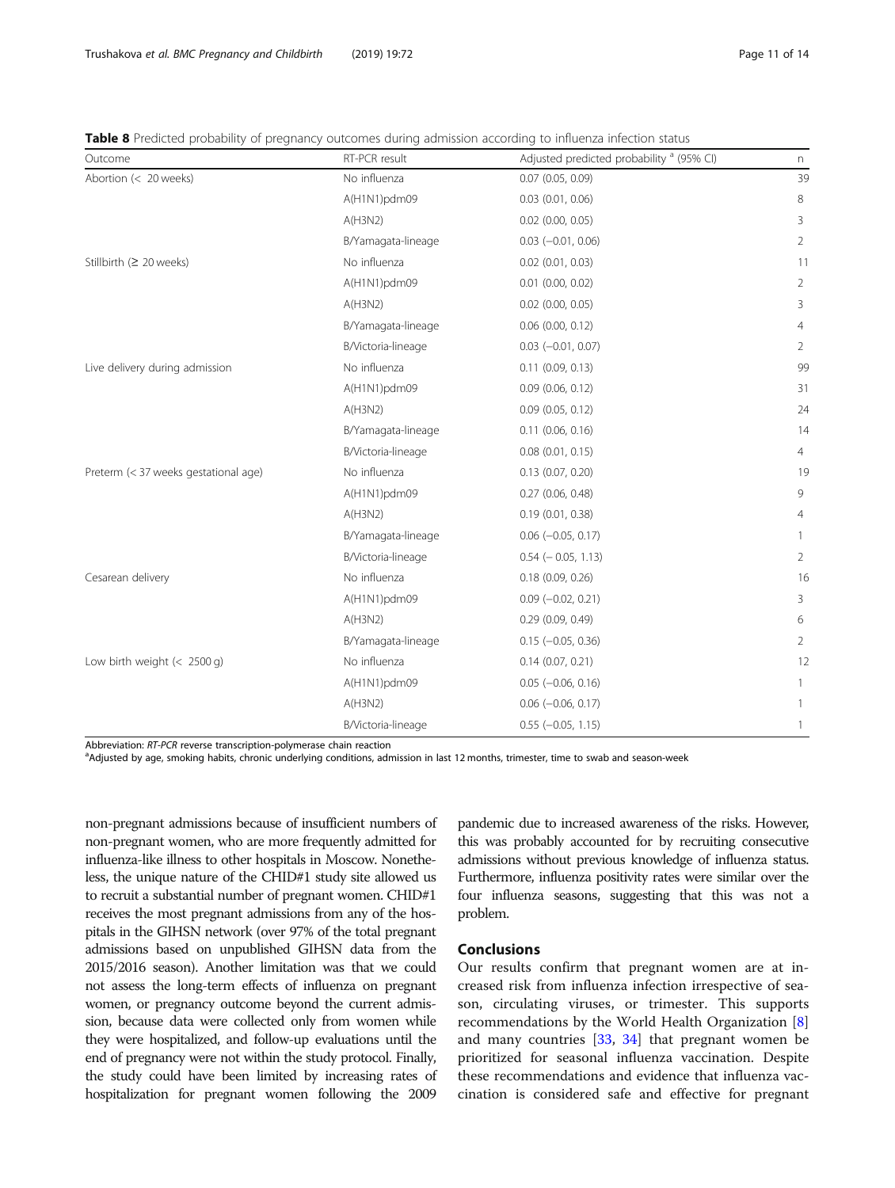**Table 8** Predicted probability of pregnancy outcomes during admission according to influenza infection status

| Outcome | RT-PCR result | Adjusted predicted probability [a] (95% CI) | n |
|---|---|---|---|
| Abortion (< 20 weeks) | No influenza | 0.07 (0.05, 0.09) | 39 |
| | A(H1N1)pdm09 | 0.03 (0.01, 0.06) | 8 |
| | A(H3N2) | 0.02 (0.00, 0.05) | 3 |
| | B/Yamagata-lineage | 0.03 (−0.01, 0.06) | 2 |
| Stillbirth (≥ 20 weeks) | No influenza | 0.02 (0.01, 0.03) | 11 |
| | A(H1N1)pdm09 | 0.01 (0.00, 0.02) | 2 |
| | A(H3N2) | 0.02 (0.00, 0.05) | 3 |
| | B/Yamagata-lineage | 0.06 (0.00, 0.12) | 4 |
| | B/Victoria-lineage | 0.03 (−0.01, 0.07) | 2 |
| Live delivery during admission | No influenza | 0.11 (0.09, 0.13) | 99 |
| | A(H1N1)pdm09 | 0.09 (0.06, 0.12) | 31 |
| | A(H3N2) | 0.09 (0.05, 0.12) | 24 |
| | B/Yamagata-lineage | 0.11 (0.06, 0.16) | 14 |
| | B/Victoria-lineage | 0.08 (0.01, 0.15) | 4 |
| Preterm (< 37 weeks gestational age) | No influenza | 0.13 (0.07, 0.20) | 19 |
| | A(H1N1)pdm09 | 0.27 (0.06, 0.48) | 9 |
| | A(H3N2) | 0.19 (0.01, 0.38) | 4 |
| | B/Yamagata-lineage | 0.06 (−0.05, 0.17) | 1 |
| | B/Victoria-lineage | 0.54 (− 0.05, 1.13) | 2 |
| Cesarean delivery | No influenza | 0.18 (0.09, 0.26) | 16 |
| | A(H1N1)pdm09 | 0.09 (−0.02, 0.21) | 3 |
| | A(H3N2) | 0.29 (0.09, 0.49) | 6 |
| | B/Yamagata-lineage | 0.15 (−0.05, 0.36) | 2 |
| Low birth weight (< 2500 g) | No influenza | 0.14 (0.07, 0.21) | 12 |
| | A(H1N1)pdm09 | 0.05 (−0.06, 0.16) | 1 |
| | A(H3N2) | 0.06 (−0.06, 0.17) | 1 |
| | B/Victoria-lineage | 0.55 (−0.05, 1.15) | 1 |

Abbreviation: *RT-PCR* reverse transcription-polymerase chain reaction
[a]Adjusted by age, smoking habits, chronic underlying conditions, admission in last 12 months, trimester, time to swab and season-week

non-pregnant admissions because of insufficient numbers of non-pregnant women, who are more frequently admitted for influenza-like illness to other hospitals in Moscow. Nonetheless, the unique nature of the CHID#1 study site allowed us to recruit a substantial number of pregnant women. CHID#1 receives the most pregnant admissions from any of the hospitals in the GIHSN network (over 97% of the total pregnant admissions based on unpublished GIHSN data from the 2015/2016 season). Another limitation was that we could not assess the long-term effects of influenza on pregnant women, or pregnancy outcome beyond the current admission, because data were collected only from women while they were hospitalized, and follow-up evaluations until the end of pregnancy were not within the study protocol. Finally, the study could have been limited by increasing rates of hospitalization for pregnant women following the 2009 pandemic due to increased awareness of the risks. However, this was probably accounted for by recruiting consecutive admissions without previous knowledge of influenza status. Furthermore, influenza positivity rates were similar over the four influenza seasons, suggesting that this was not a problem.

## Conclusions

Our results confirm that pregnant women are at increased risk from influenza infection irrespective of season, circulating viruses, or trimester. This supports recommendations by the World Health Organization [8] and many countries [33, 34] that pregnant women be prioritized for seasonal influenza vaccination. Despite these recommendations and evidence that influenza vaccination is considered safe and effective for pregnant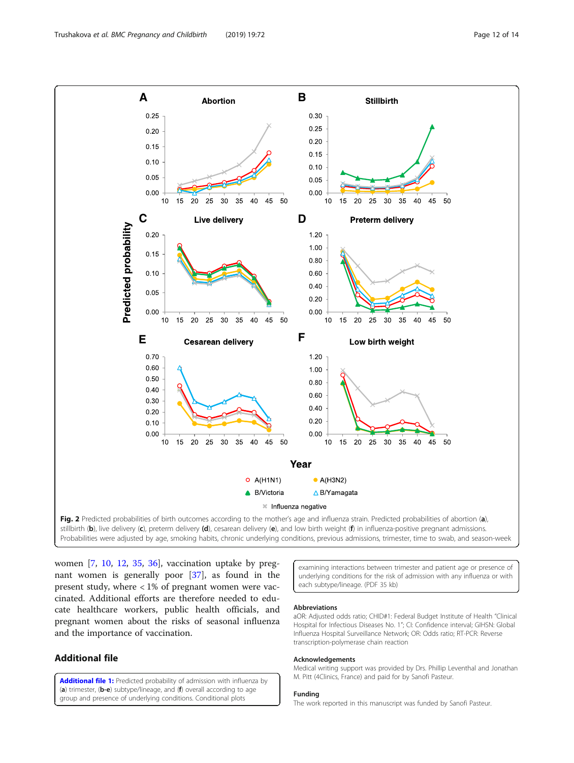**Fig. 2** Predicted probabilities of birth outcomes according to the mother's age and influenza strain. Predicted probabilities of abortion (**a**), stillbirth (**b**), live delivery (**c**), preterm delivery (**d**), cesarean delivery (**e**), and low birth weight (**f**) in influenza-positive pregnant admissions. Probabilities were adjusted by age, smoking habits, chronic underlying conditions, previous admissions, trimester, time to swab, and season-week

women [7, 10, 12, 35, 36], vaccination uptake by pregnant women is generally poor [37], as found in the present study, where < 1% of pregnant women were vaccinated. Additional efforts are therefore needed to educate healthcare workers, public health officials, and pregnant women about the risks of seasonal influenza and the importance of vaccination.

## Additional file

**Additional file 1:** Predicted probability of admission with influenza by (**a**) trimester, (**b-e**) subtype/lineage, and (**f**) overall according to age group and presence of underlying conditions. Conditional plots examining interactions between trimester and patient age or presence of underlying conditions for the risk of admission with any influenza or with each subtype/lineage. (PDF 35 kb)

### Abbreviations

aOR: Adjusted odds ratio; CHID#1: Federal Budget Institute of Health "Clinical Hospital for Infectious Diseases No. 1"; CI: Confidence interval; GIHSN: Global Influenza Hospital Surveillance Network; OR: Odds ratio; RT-PCR: Reverse transcription-polymerase chain reaction

### Acknowledgements

Medical writing support was provided by Drs. Phillip Leventhal and Jonathan M. Pitt (4Clinics, France) and paid for by Sanofi Pasteur.

### Funding

The work reported in this manuscript was funded by Sanofi Pasteur.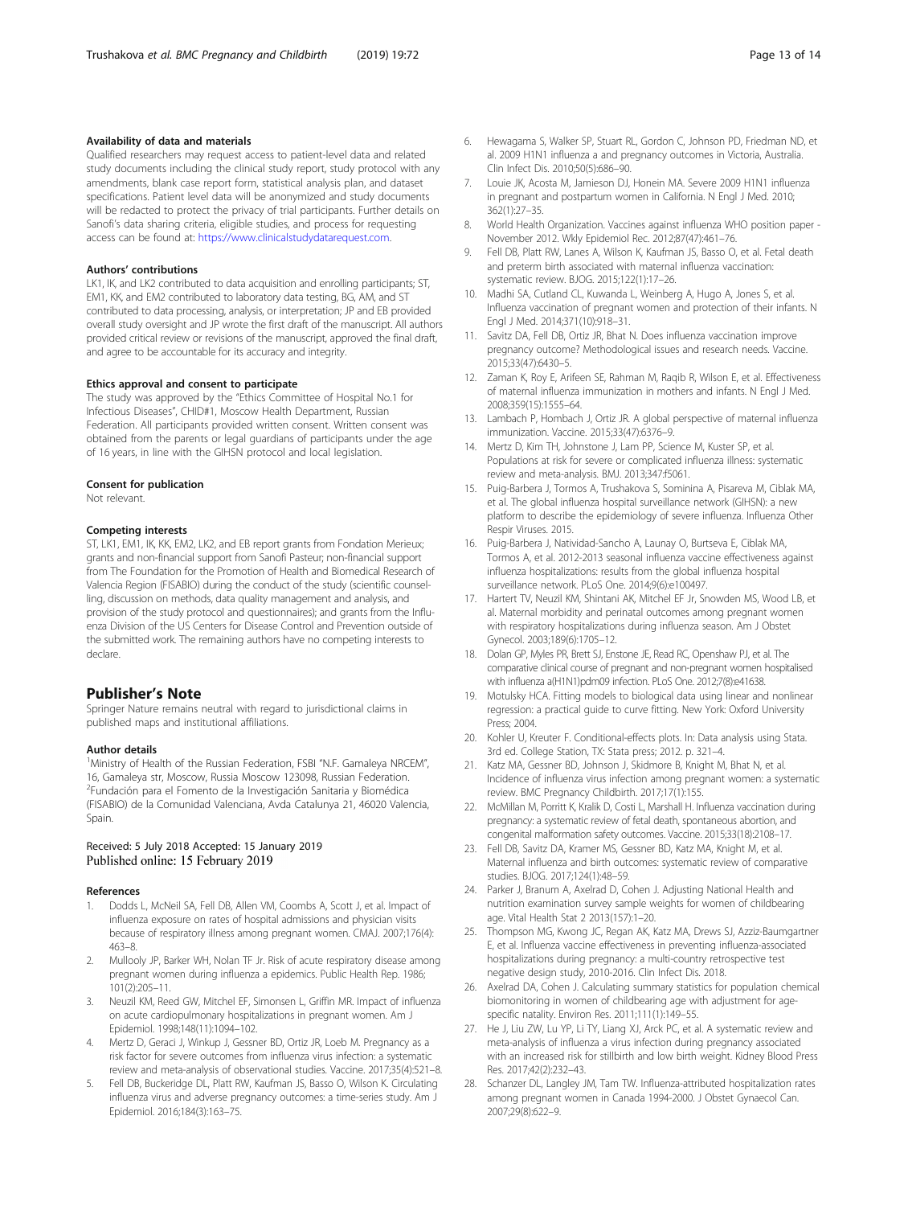#### Availability of data and materials

Qualified researchers may request access to patient-level data and related study documents including the clinical study report, study protocol with any amendments, blank case report form, statistical analysis plan, and dataset specifications. Patient level data will be anonymized and study documents will be redacted to protect the privacy of trial participants. Further details on Sanofi's data sharing criteria, eligible studies, and process for requesting access can be found at: https://www.clinicalstudydatarequest.com.

#### Authors' contributions

LK1, IK, and LK2 contributed to data acquisition and enrolling participants; ST, EM1, KK, and EM2 contributed to laboratory data testing, BG, AM, and ST contributed to data processing, analysis, or interpretation; JP and EB provided overall study oversight and JP wrote the first draft of the manuscript. All authors provided critical review or revisions of the manuscript, approved the final draft, and agree to be accountable for its accuracy and integrity.

#### Ethics approval and consent to participate

The study was approved by the "Ethics Committee of Hospital No.1 for Infectious Diseases", CHID#1, Moscow Health Department, Russian Federation. All participants provided written consent. Written consent was obtained from the parents or legal guardians of participants under the age of 16 years, in line with the GIHSN protocol and local legislation.

#### Consent for publication

Not relevant.

#### Competing interests

ST, LK1, EM1, IK, KK, EM2, LK2, and EB report grants from Fondation Merieux; grants and non-financial support from Sanofi Pasteur; non-financial support from The Foundation for the Promotion of Health and Biomedical Research of Valencia Region (FISABIO) during the conduct of the study (scientific counselling, discussion on methods, data quality management and analysis, and provision of the study protocol and questionnaires); and grants from the Influenza Division of the US Centers for Disease Control and Prevention outside of the submitted work. The remaining authors have no competing interests to declare.

## Publisher's Note

Springer Nature remains neutral with regard to jurisdictional claims in published maps and institutional affiliations.

#### Author details

[1]Ministry of Health of the Russian Federation, FSBI "N.F. Gamaleya NRCEM", 16, Gamaleya str, Moscow, Russia Moscow 123098, Russian Federation. [2]Fundación para el Fomento de la Investigación Sanitaria y Biomédica (FISABIO) de la Comunidad Valenciana, Avda Catalunya 21, 46020 Valencia, Spain.

Received: 5 July 2018 Accepted: 15 January 2019
Published online: 15 February 2019

#### References

1. Dodds L, McNeil SA, Fell DB, Allen VM, Coombs A, Scott J, et al. Impact of influenza exposure on rates of hospital admissions and physician visits because of respiratory illness among pregnant women. CMAJ. 2007;176(4):463–8.
2. Mullooly JP, Barker WH, Nolan TF Jr. Risk of acute respiratory disease among pregnant women during influenza a epidemics. Public Health Rep. 1986;101(2):205–11.
3. Neuzil KM, Reed GW, Mitchel EF, Simonsen L, Griffin MR. Impact of influenza on acute cardiopulmonary hospitalizations in pregnant women. Am J Epidemiol. 1998;148(11):1094–102.
4. Mertz D, Geraci J, Winkup J, Gessner BD, Ortiz JR, Loeb M. Pregnancy as a risk factor for severe outcomes from influenza virus infection: a systematic review and meta-analysis of observational studies. Vaccine. 2017;35(4):521–8.
5. Fell DB, Buckeridge DL, Platt RW, Kaufman JS, Basso O, Wilson K. Circulating influenza virus and adverse pregnancy outcomes: a time-series study. Am J Epidemiol. 2016;184(3):163–75.
6. Hewagama S, Walker SP, Stuart RL, Gordon C, Johnson PD, Friedman ND, et al. 2009 H1N1 influenza a and pregnancy outcomes in Victoria, Australia. Clin Infect Dis. 2010;50(5):686–90.
7. Louie JK, Acosta M, Jamieson DJ, Honein MA. Severe 2009 H1N1 influenza in pregnant and postpartum women in California. N Engl J Med. 2010;362(1):27–35.
8. World Health Organization. Vaccines against influenza WHO position paper - November 2012. Wkly Epidemiol Rec. 2012;87(47):461–76.
9. Fell DB, Platt RW, Lanes A, Wilson K, Kaufman JS, Basso O, et al. Fetal death and preterm birth associated with maternal influenza vaccination: systematic review. BJOG. 2015;122(1):17–26.
10. Madhi SA, Cutland CL, Kuwanda L, Weinberg A, Hugo A, Jones S, et al. Influenza vaccination of pregnant women and protection of their infants. N Engl J Med. 2014;371(10):918–31.
11. Savitz DA, Fell DB, Ortiz JR, Bhat N. Does influenza vaccination improve pregnancy outcome? Methodological issues and research needs. Vaccine. 2015;33(47):6430–5.
12. Zaman K, Roy E, Arifeen SE, Rahman M, Raqib R, Wilson E, et al. Effectiveness of maternal influenza immunization in mothers and infants. N Engl J Med. 2008;359(15):1555–64.
13. Lambach P, Hombach J, Ortiz JR. A global perspective of maternal influenza immunization. Vaccine. 2015;33(47):6376–9.
14. Mertz D, Kim TH, Johnstone J, Lam PP, Science M, Kuster SP, et al. Populations at risk for severe or complicated influenza illness: systematic review and meta-analysis. BMJ. 2013;347:f5061.
15. Puig-Barbera J, Tormos A, Trushakova S, Sominina A, Pisareva M, Ciblak MA, et al. The global influenza hospital surveillance network (GIHSN): a new platform to describe the epidemiology of severe influenza. Influenza Other Respir Viruses. 2015.
16. Puig-Barbera J, Natividad-Sancho A, Launay O, Burtseva E, Ciblak MA, Tormos A, et al. 2012-2013 seasonal influenza vaccine effectiveness against influenza hospitalizations: results from the global influenza hospital surveillance network. PLoS One. 2014;9(6):e100497.
17. Hartert TV, Neuzil KM, Shintani AK, Mitchel EF Jr, Snowden MS, Wood LB, et al. Maternal morbidity and perinatal outcomes among pregnant women with respiratory hospitalizations during influenza season. Am J Obstet Gynecol. 2003;189(6):1705–12.
18. Dolan GP, Myles PR, Brett SJ, Enstone JE, Read RC, Openshaw PJ, et al. The comparative clinical course of pregnant and non-pregnant women hospitalised with influenza a(H1N1)pdm09 infection. PLoS One. 2012;7(8):e41638.
19. Motulsky HCA. Fitting models to biological data using linear and nonlinear regression: a practical guide to curve fitting. New York: Oxford University Press; 2004.
20. Kohler U, Kreuter F. Conditional-effects plots. In: Data analysis using Stata. 3rd ed. College Station, TX: Stata press; 2012. p. 321–4.
21. Katz MA, Gessner BD, Johnson J, Skidmore B, Knight M, Bhat N, et al. Incidence of influenza virus infection among pregnant women: a systematic review. BMC Pregnancy Childbirth. 2017;17(1):155.
22. McMillan M, Porritt K, Kralik D, Costi L, Marshall H. Influenza vaccination during pregnancy: a systematic review of fetal death, spontaneous abortion, and congenital malformation safety outcomes. Vaccine. 2015;33(18):2108–17.
23. Fell DB, Savitz DA, Kramer MS, Gessner BD, Katz MA, Knight M, et al. Maternal influenza and birth outcomes: systematic review of comparative studies. BJOG. 2017;124(1):48–59.
24. Parker J, Branum A, Axelrad D, Cohen J. Adjusting National Health and nutrition examination survey sample weights for women of childbearing age. Vital Health Stat 2 2013(157):1–20.
25. Thompson MG, Kwong JC, Regan AK, Katz MA, Drews SJ, Azziz-Baumgartner E, et al. Influenza vaccine effectiveness in preventing influenza-associated hospitalizations during pregnancy: a multi-country retrospective test negative design study, 2010-2016. Clin Infect Dis. 2018.
26. Axelrad DA, Cohen J. Calculating summary statistics for population chemical biomonitoring in women of childbearing age with adjustment for age-specific natality. Environ Res. 2011;111(1):149–55.
27. He J, Liu ZW, Lu YP, Li TY, Liang XJ, Arck PC, et al. A systematic review and meta-analysis of influenza a virus infection during pregnancy associated with an increased risk for stillbirth and low birth weight. Kidney Blood Press Res. 2017;42(2):232–43.
28. Schanzer DL, Langley JM, Tam TW. Influenza-attributed hospitalization rates among pregnant women in Canada 1994-2000. J Obstet Gynaecol Can. 2007;29(8):622–9.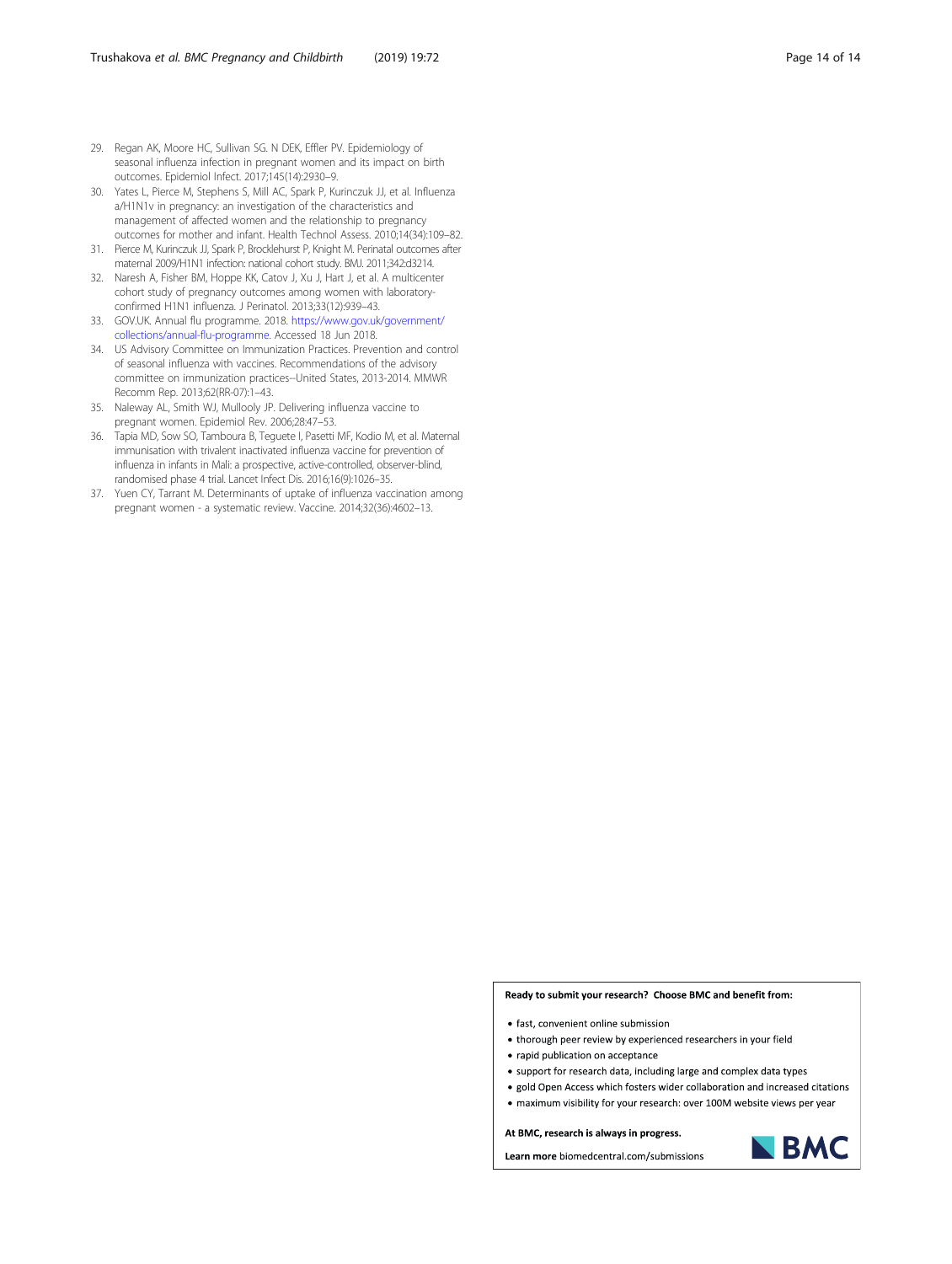29. Regan AK, Moore HC, Sullivan SG. N DEK, Effler PV. Epidemiology of seasonal influenza infection in pregnant women and its impact on birth outcomes. Epidemiol Infect. 2017;145(14):2930–9.
30. Yates L, Pierce M, Stephens S, Mill AC, Spark P, Kurinczuk JJ, et al. Influenza a/H1N1v in pregnancy: an investigation of the characteristics and management of affected women and the relationship to pregnancy outcomes for mother and infant. Health Technol Assess. 2010;14(34):109–82.
31. Pierce M, Kurinczuk JJ, Spark P, Brocklehurst P, Knight M. Perinatal outcomes after maternal 2009/H1N1 infection: national cohort study. BMJ. 2011;342:d3214.
32. Naresh A, Fisher BM, Hoppe KK, Catov J, Xu J, Hart J, et al. A multicenter cohort study of pregnancy outcomes among women with laboratory-confirmed H1N1 influenza. J Perinatol. 2013;33(12):939–43.
33. GOV.UK. Annual flu programme. 2018. https://www.gov.uk/government/collections/annual-flu-programme. Accessed 18 Jun 2018.
34. US Advisory Committee on Immunization Practices. Prevention and control of seasonal influenza with vaccines. Recommendations of the advisory committee on immunization practices--United States, 2013-2014. MMWR Recomm Rep. 2013;62(RR-07):1–43.
35. Naleway AL, Smith WJ, Mullooly JP. Delivering influenza vaccine to pregnant women. Epidemiol Rev. 2006;28:47–53.
36. Tapia MD, Sow SO, Tamboura B, Teguete I, Pasetti MF, Kodio M, et al. Maternal immunisation with trivalent inactivated influenza vaccine for prevention of influenza in infants in Mali: a prospective, active-controlled, observer-blind, randomised phase 4 trial. Lancet Infect Dis. 2016;16(9):1026–35.
37. Yuen CY, Tarrant M. Determinants of uptake of influenza vaccination among pregnant women - a systematic review. Vaccine. 2014;32(36):4602–13.

**Ready to submit your research? Choose BMC and benefit from:**

- fast, convenient online submission
- thorough peer review by experienced researchers in your field
- rapid publication on acceptance
- support for research data, including large and complex data types
- gold Open Access which fosters wider collaboration and increased citations
- maximum visibility for your research: over 100M website views per year

**At BMC, research is always in progress.**

**Learn more** biomedcentral.com/submissions

BMC